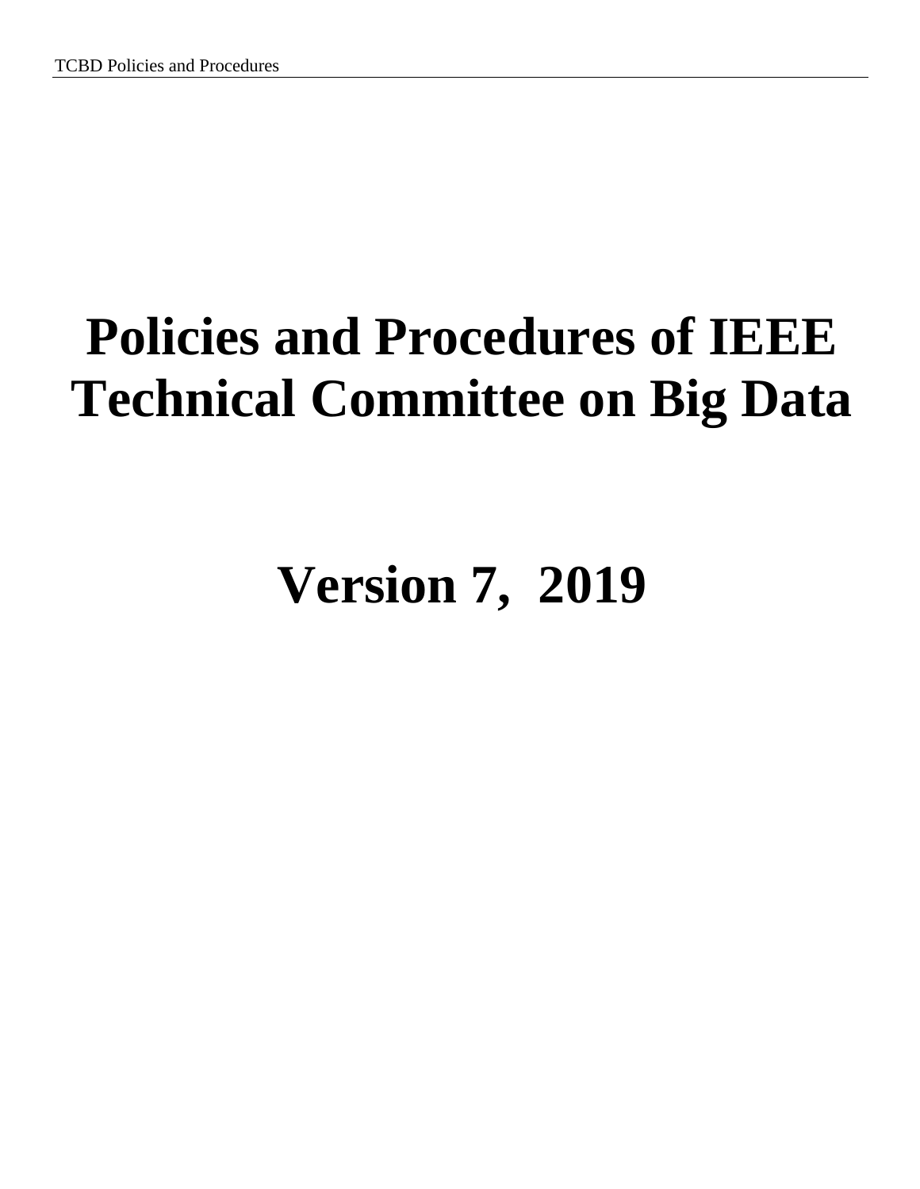# Policies and Procedures of IEEE Technical Committee on Big Data

# Version 7, 2019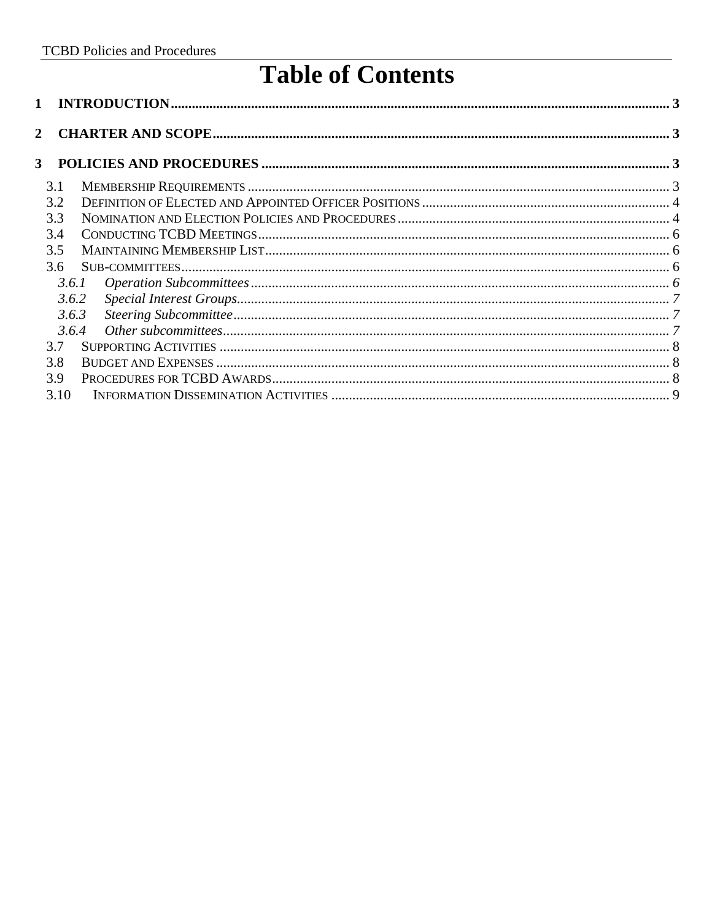# Table of Contents

1 INTRODUCTION ..... 3

2 CHARTER AND SCOPE ..... 3

3 POLICIES AND PROCEDURES ..... 3

- 3.1 MEMBERSHIP REQUIREMENTS ..... 3
- 3.2 DEFINITION OF ELECTED AND APPOINTED OFFICER POSITIONS ..... 4
- 3.3 NOMINATION AND ELECTION POLICIES AND PROCEDURES ..... 4
- 3.4 CONDUCTING TCBD MEETINGS ..... 6
- 3.5 MAINTAINING MEMBERSHIP LIST ..... 6
- 3.6 SUB-COMMITTEES ..... 6
  - *3.6.1 Operation Subcommittees ..... 6*
  - *3.6.2 Special Interest Groups ..... 7*
  - *3.6.3 Steering Subcommittee ..... 7*
  - *3.6.4 Other subcommittees ..... 7*
- 3.7 SUPPORTING ACTIVITIES ..... 8
- 3.8 BUDGET AND EXPENSES ..... 8
- 3.9 PROCEDURES FOR TCBD AWARDS ..... 8
- 3.10 INFORMATION DISSEMINATION ACTIVITIES ..... 9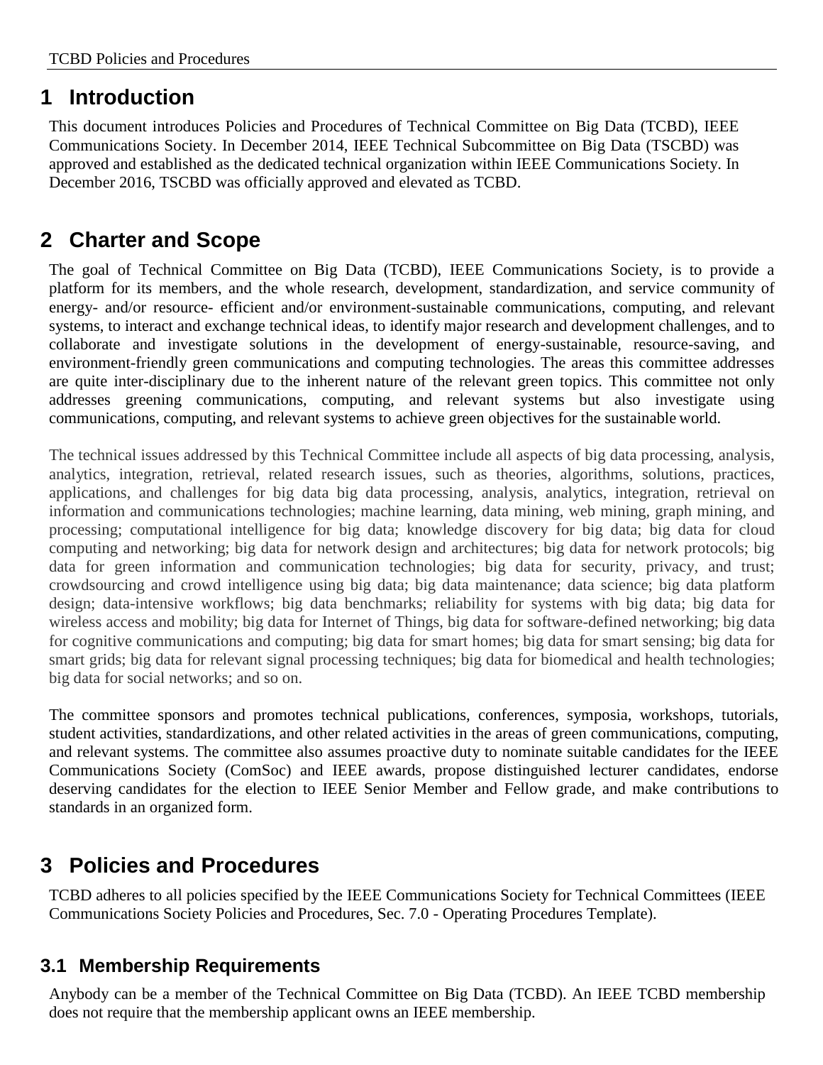# 1 Introduction

This document introduces Policies and Procedures of Technical Committee on Big Data (TCBD), IEEE Communications Society. In December 2014, IEEE Technical Subcommittee on Big Data (TSCBD) was approved and established as the dedicated technical organization within IEEE Communications Society. In December 2016, TSCBD was officially approved and elevated as TCBD.

# 2 Charter and Scope

The goal of Technical Committee on Big Data (TCBD), IEEE Communications Society, is to provide a platform for its members, and the whole research, development, standardization, and service community of energy- and/or resource- efficient and/or environment-sustainable communications, computing, and relevant systems, to interact and exchange technical ideas, to identify major research and development challenges, and to collaborate and investigate solutions in the development of energy-sustainable, resource-saving, and environment-friendly green communications and computing technologies. The areas this committee addresses are quite inter-disciplinary due to the inherent nature of the relevant green topics. This committee not only addresses greening communications, computing, and relevant systems but also investigate using communications, computing, and relevant systems to achieve green objectives for the sustainable world.

The technical issues addressed by this Technical Committee include all aspects of big data processing, analysis, analytics, integration, retrieval, related research issues, such as theories, algorithms, solutions, practices, applications, and challenges for big data big data processing, analysis, analytics, integration, retrieval on information and communications technologies; machine learning, data mining, web mining, graph mining, and processing; computational intelligence for big data; knowledge discovery for big data; big data for cloud computing and networking; big data for network design and architectures; big data for network protocols; big data for green information and communication technologies; big data for security, privacy, and trust; crowdsourcing and crowd intelligence using big data; big data maintenance; data science; big data platform design; data-intensive workflows; big data benchmarks; reliability for systems with big data; big data for wireless access and mobility; big data for Internet of Things, big data for software-defined networking; big data for cognitive communications and computing; big data for smart homes; big data for smart sensing; big data for smart grids; big data for relevant signal processing techniques; big data for biomedical and health technologies; big data for social networks; and so on.

The committee sponsors and promotes technical publications, conferences, symposia, workshops, tutorials, student activities, standardizations, and other related activities in the areas of green communications, computing, and relevant systems. The committee also assumes proactive duty to nominate suitable candidates for the IEEE Communications Society (ComSoc) and IEEE awards, propose distinguished lecturer candidates, endorse deserving candidates for the election to IEEE Senior Member and Fellow grade, and make contributions to standards in an organized form.

# 3 Policies and Procedures

TCBD adheres to all policies specified by the IEEE Communications Society for Technical Committees (IEEE Communications Society Policies and Procedures, Sec. 7.0 - Operating Procedures Template).

## 3.1 Membership Requirements

Anybody can be a member of the Technical Committee on Big Data (TCBD). An IEEE TCBD membership does not require that the membership applicant owns an IEEE membership.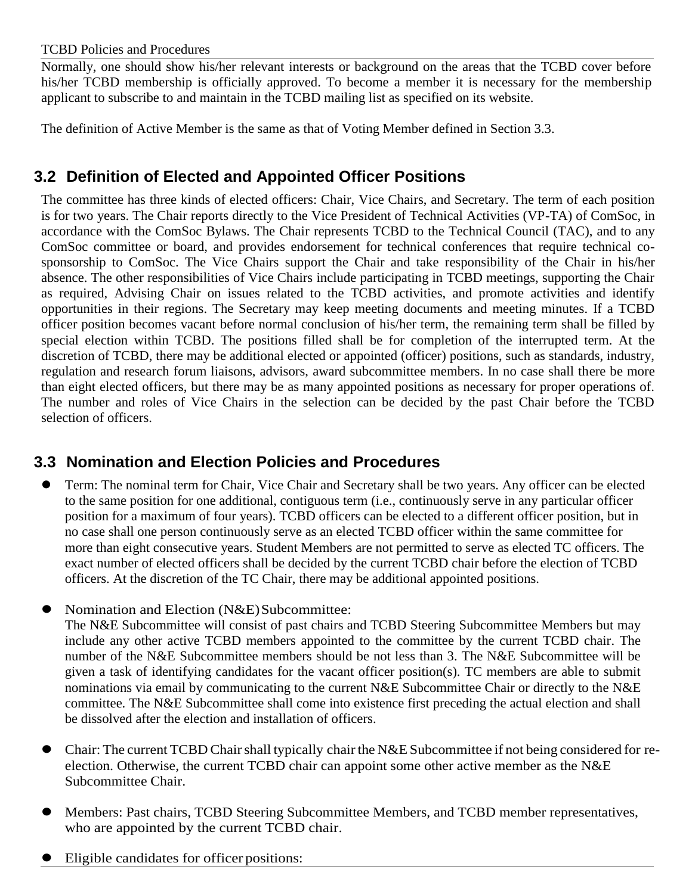Normally, one should show his/her relevant interests or background on the areas that the TCBD cover before his/her TCBD membership is officially approved. To become a member it is necessary for the membership applicant to subscribe to and maintain in the TCBD mailing list as specified on its website.

The definition of Active Member is the same as that of Voting Member defined in Section 3.3.

## 3.2 Definition of Elected and Appointed Officer Positions

The committee has three kinds of elected officers: Chair, Vice Chairs, and Secretary. The term of each position is for two years. The Chair reports directly to the Vice President of Technical Activities (VP-TA) of ComSoc, in accordance with the ComSoc Bylaws. The Chair represents TCBD to the Technical Council (TAC), and to any ComSoc committee or board, and provides endorsement for technical conferences that require technical co-sponsorship to ComSoc. The Vice Chairs support the Chair and take responsibility of the Chair in his/her absence. The other responsibilities of Vice Chairs include participating in TCBD meetings, supporting the Chair as required, Advising Chair on issues related to the TCBD activities, and promote activities and identify opportunities in their regions. The Secretary may keep meeting documents and meeting minutes. If a TCBD officer position becomes vacant before normal conclusion of his/her term, the remaining term shall be filled by special election within TCBD. The positions filled shall be for completion of the interrupted term. At the discretion of TCBD, there may be additional elected or appointed (officer) positions, such as standards, industry, regulation and research forum liaisons, advisors, award subcommittee members. In no case shall there be more than eight elected officers, but there may be as many appointed positions as necessary for proper operations of. The number and roles of Vice Chairs in the selection can be decided by the past Chair before the TCBD selection of officers.

## 3.3 Nomination and Election Policies and Procedures

- Term: The nominal term for Chair, Vice Chair and Secretary shall be two years. Any officer can be elected to the same position for one additional, contiguous term (i.e., continuously serve in any particular officer position for a maximum of four years). TCBD officers can be elected to a different officer position, but in no case shall one person continuously serve as an elected TCBD officer within the same committee for more than eight consecutive years. Student Members are not permitted to serve as elected TC officers. The exact number of elected officers shall be decided by the current TCBD chair before the election of TCBD officers. At the discretion of the TC Chair, there may be additional appointed positions.
- Nomination and Election (N&E) Subcommittee:
  The N&E Subcommittee will consist of past chairs and TCBD Steering Subcommittee Members but may include any other active TCBD members appointed to the committee by the current TCBD chair. The number of the N&E Subcommittee members should be not less than 3. The N&E Subcommittee will be given a task of identifying candidates for the vacant officer position(s). TC members are able to submit nominations via email by communicating to the current N&E Subcommittee Chair or directly to the N&E committee. The N&E Subcommittee shall come into existence first preceding the actual election and shall be dissolved after the election and installation of officers.
- Chair: The current TCBD Chair shall typically chair the N&E Subcommittee if not being considered for re-election. Otherwise, the current TCBD chair can appoint some other active member as the N&E Subcommittee Chair.
- Members: Past chairs, TCBD Steering Subcommittee Members, and TCBD member representatives, who are appointed by the current TCBD chair.
- Eligible candidates for officer positions: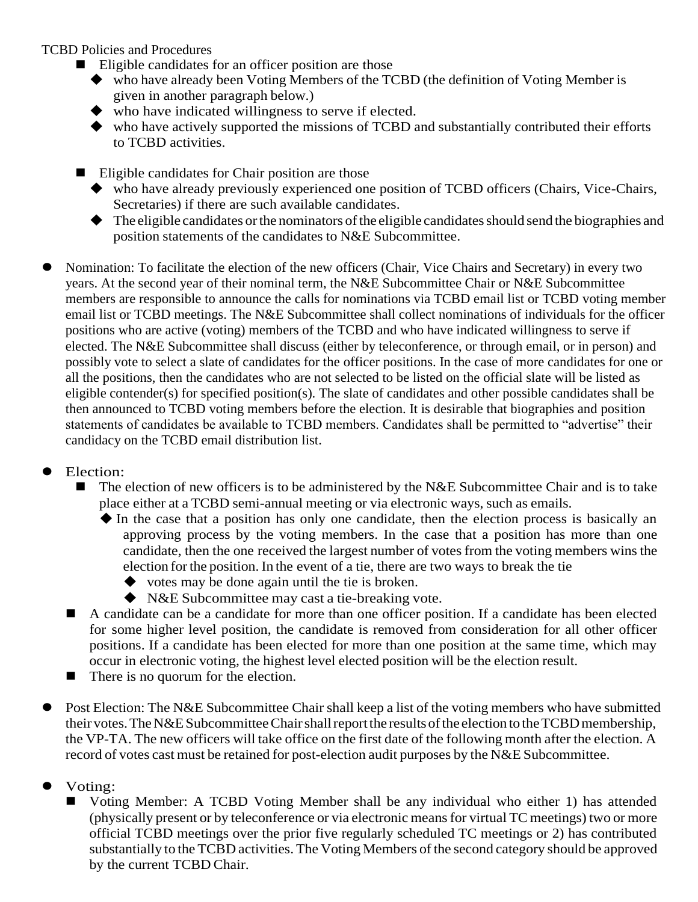- Eligible candidates for an officer position are those
    - who have already been Voting Members of the TCBD (the definition of Voting Member is given in another paragraph below.)
    - who have indicated willingness to serve if elected.
    - who have actively supported the missions of TCBD and substantially contributed their efforts to TCBD activities.

- Eligible candidates for Chair position are those
    - who have already previously experienced one position of TCBD officers (Chairs, Vice-Chairs, Secretaries) if there are such available candidates.
    - The eligible candidates or the nominators of the eligible candidates should send the biographies and position statements of the candidates to N&E Subcommittee.

- Nomination: To facilitate the election of the new officers (Chair, Vice Chairs and Secretary) in every two years. At the second year of their nominal term, the N&E Subcommittee Chair or N&E Subcommittee members are responsible to announce the calls for nominations via TCBD email list or TCBD voting member email list or TCBD meetings. The N&E Subcommittee shall collect nominations of individuals for the officer positions who are active (voting) members of the TCBD and who have indicated willingness to serve if elected. The N&E Subcommittee shall discuss (either by teleconference, or through email, or in person) and possibly vote to select a slate of candidates for the officer positions. In the case of more candidates for one or all the positions, then the candidates who are not selected to be listed on the official slate will be listed as eligible contender(s) for specified position(s). The slate of candidates and other possible candidates shall be then announced to TCBD voting members before the election. It is desirable that biographies and position statements of candidates be available to TCBD members. Candidates shall be permitted to "advertise" their candidacy on the TCBD email distribution list.

- Election:
    - The election of new officers is to be administered by the N&E Subcommittee Chair and is to take place either at a TCBD semi-annual meeting or via electronic ways, such as emails.
        - In the case that a position has only one candidate, then the election process is basically an approving process by the voting members. In the case that a position has more than one candidate, then the one received the largest number of votes from the voting members wins the election for the position. In the event of a tie, there are two ways to break the tie
            - votes may be done again until the tie is broken.
            - N&E Subcommittee may cast a tie-breaking vote.
    - A candidate can be a candidate for more than one officer position. If a candidate has been elected for some higher level position, the candidate is removed from consideration for all other officer positions. If a candidate has been elected for more than one position at the same time, which may occur in electronic voting, the highest level elected position will be the election result.
    - There is no quorum for the election.

- Post Election: The N&E Subcommittee Chair shall keep a list of the voting members who have submitted their votes. The N&E Subcommittee Chair shall report the results of the election to the TCBD membership, the VP-TA. The new officers will take office on the first date of the following month after the election. A record of votes cast must be retained for post-election audit purposes by the N&E Subcommittee.

- Voting:
    - Voting Member: A TCBD Voting Member shall be any individual who either 1) has attended (physically present or by teleconference or via electronic means for virtual TC meetings) two or more official TCBD meetings over the prior five regularly scheduled TC meetings or 2) has contributed substantially to the TCBD activities. The Voting Members of the second category should be approved by the current TCBD Chair.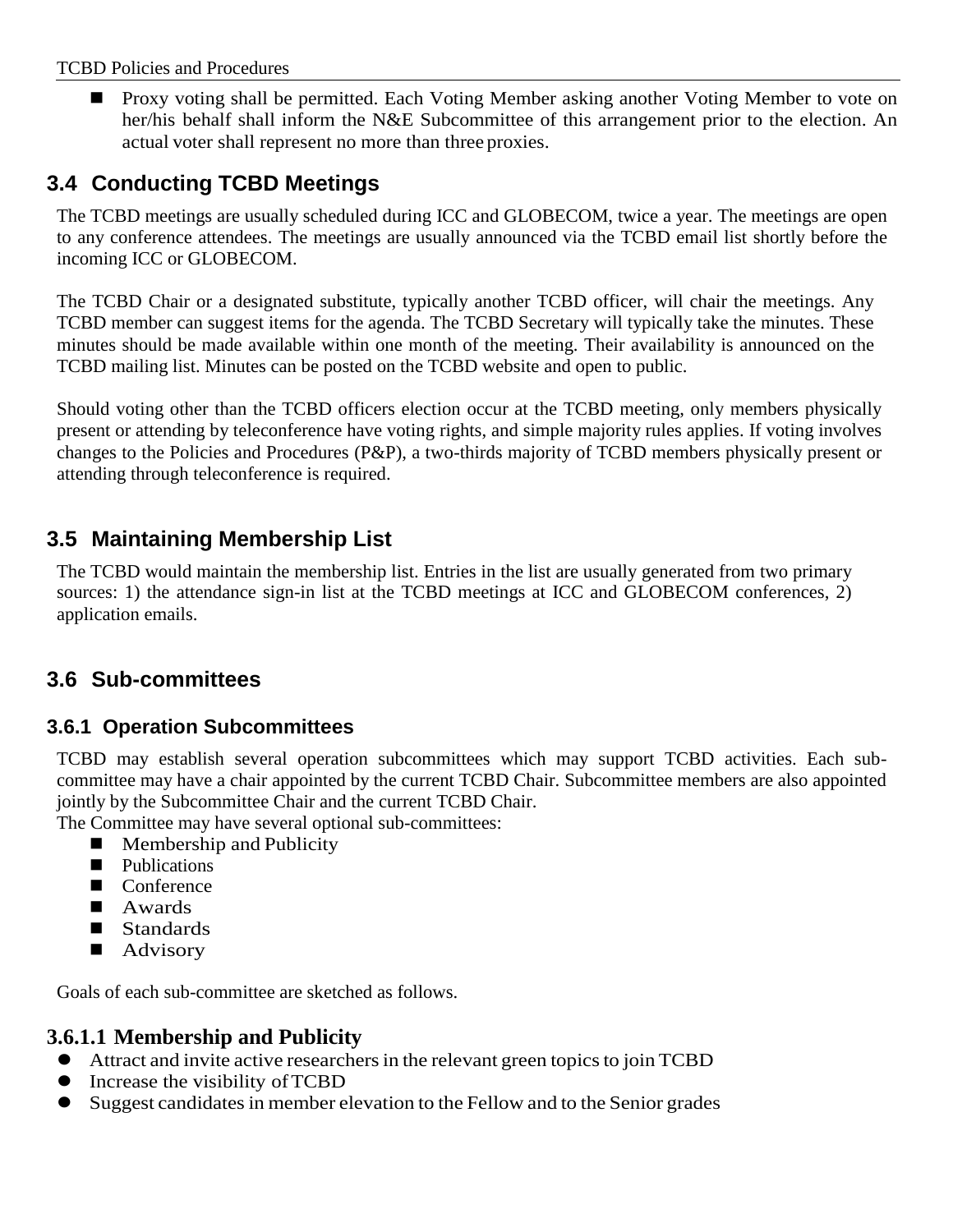- Proxy voting shall be permitted. Each Voting Member asking another Voting Member to vote on her/his behalf shall inform the N&E Subcommittee of this arrangement prior to the election. An actual voter shall represent no more than three proxies.

## 3.4 Conducting TCBD Meetings

The TCBD meetings are usually scheduled during ICC and GLOBECOM, twice a year. The meetings are open to any conference attendees. The meetings are usually announced via the TCBD email list shortly before the incoming ICC or GLOBECOM.

The TCBD Chair or a designated substitute, typically another TCBD officer, will chair the meetings. Any TCBD member can suggest items for the agenda. The TCBD Secretary will typically take the minutes. These minutes should be made available within one month of the meeting. Their availability is announced on the TCBD mailing list. Minutes can be posted on the TCBD website and open to public.

Should voting other than the TCBD officers election occur at the TCBD meeting, only members physically present or attending by teleconference have voting rights, and simple majority rules applies. If voting involves changes to the Policies and Procedures (P&P), a two-thirds majority of TCBD members physically present or attending through teleconference is required.

## 3.5 Maintaining Membership List

The TCBD would maintain the membership list. Entries in the list are usually generated from two primary sources: 1) the attendance sign-in list at the TCBD meetings at ICC and GLOBECOM conferences, 2) application emails.

## 3.6 Sub-committees

### 3.6.1 Operation Subcommittees

TCBD may establish several operation subcommittees which may support TCBD activities. Each sub-committee may have a chair appointed by the current TCBD Chair. Subcommittee members are also appointed jointly by the Subcommittee Chair and the current TCBD Chair.
The Committee may have several optional sub-committees:

- Membership and Publicity
- Publications
- Conference
- Awards
- Standards
- Advisory

Goals of each sub-committee are sketched as follows.

#### 3.6.1.1 Membership and Publicity

- Attract and invite active researchers in the relevant green topics to join TCBD
- Increase the visibility of TCBD
- Suggest candidates in member elevation to the Fellow and to the Senior grades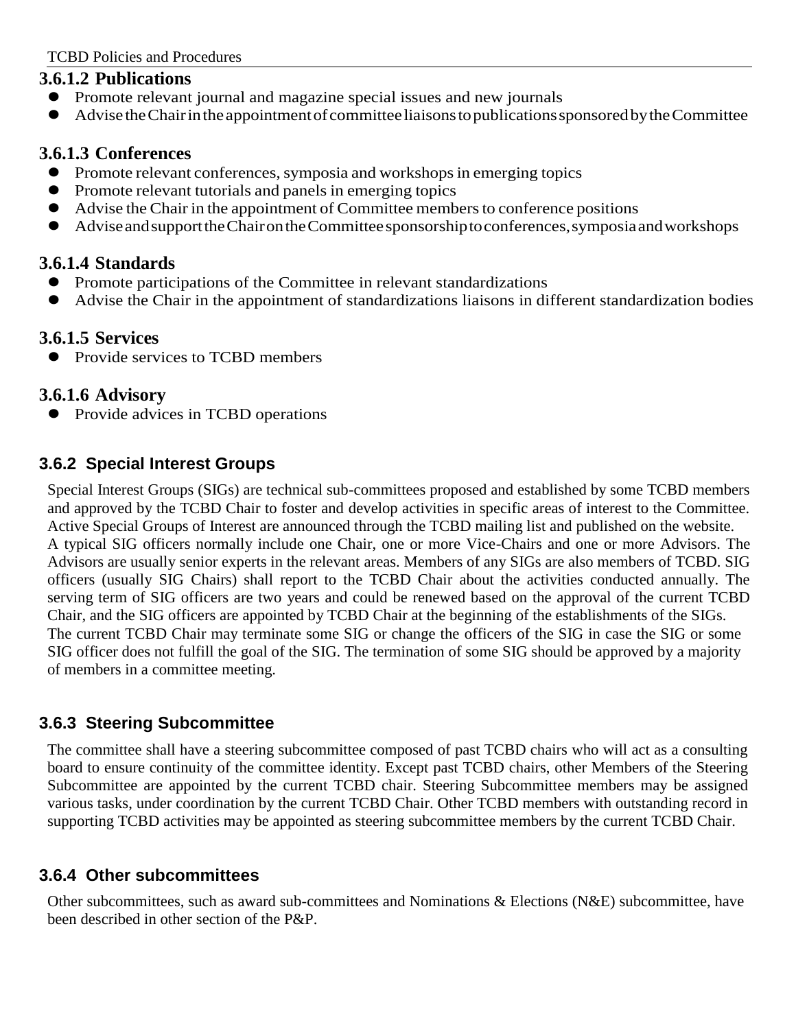### 3.6.1.2 Publications

- Promote relevant journal and magazine special issues and new journals
- Advise the Chair in the appointment of committee liaisons to publications sponsored by the Committee

### 3.6.1.3 Conferences

- Promote relevant conferences, symposia and workshops in emerging topics
- Promote relevant tutorials and panels in emerging topics
- Advise the Chair in the appointment of Committee members to conference positions
- Advise and support the Chair on the Committee sponsorship to conferences, symposia and workshops

### 3.6.1.4 Standards

- Promote participations of the Committee in relevant standardizations
- Advise the Chair in the appointment of standardizations liaisons in different standardization bodies

### 3.6.1.5 Services

- Provide services to TCBD members

### 3.6.1.6 Advisory

- Provide advices in TCBD operations

## 3.6.2 Special Interest Groups

Special Interest Groups (SIGs) are technical sub-committees proposed and established by some TCBD members and approved by the TCBD Chair to foster and develop activities in specific areas of interest to the Committee. Active Special Groups of Interest are announced through the TCBD mailing list and published on the website.
A typical SIG officers normally include one Chair, one or more Vice-Chairs and one or more Advisors. The Advisors are usually senior experts in the relevant areas. Members of any SIGs are also members of TCBD. SIG officers (usually SIG Chairs) shall report to the TCBD Chair about the activities conducted annually. The serving term of SIG officers are two years and could be renewed based on the approval of the current TCBD Chair, and the SIG officers are appointed by TCBD Chair at the beginning of the establishments of the SIGs.
The current TCBD Chair may terminate some SIG or change the officers of the SIG in case the SIG or some SIG officer does not fulfill the goal of the SIG. The termination of some SIG should be approved by a majority of members in a committee meeting.

## 3.6.3 Steering Subcommittee

The committee shall have a steering subcommittee composed of past TCBD chairs who will act as a consulting board to ensure continuity of the committee identity. Except past TCBD chairs, other Members of the Steering Subcommittee are appointed by the current TCBD chair. Steering Subcommittee members may be assigned various tasks, under coordination by the current TCBD Chair. Other TCBD members with outstanding record in supporting TCBD activities may be appointed as steering subcommittee members by the current TCBD Chair.

## 3.6.4 Other subcommittees

Other subcommittees, such as award sub-committees and Nominations & Elections (N&E) subcommittee, have been described in other section of the P&P.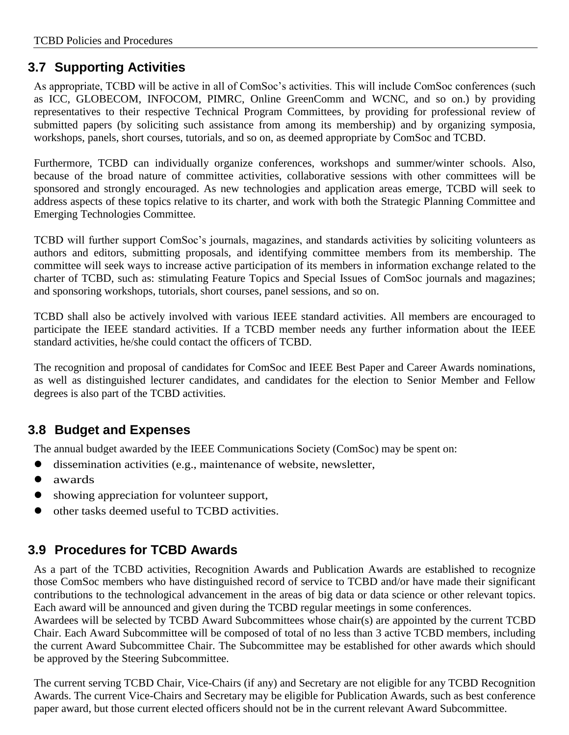## 3.7 Supporting Activities

As appropriate, TCBD will be active in all of ComSoc's activities. This will include ComSoc conferences (such as ICC, GLOBECOM, INFOCOM, PIMRC, Online GreenComm and WCNC, and so on.) by providing representatives to their respective Technical Program Committees, by providing for professional review of submitted papers (by soliciting such assistance from among its membership) and by organizing symposia, workshops, panels, short courses, tutorials, and so on, as deemed appropriate by ComSoc and TCBD.

Furthermore, TCBD can individually organize conferences, workshops and summer/winter schools. Also, because of the broad nature of committee activities, collaborative sessions with other committees will be sponsored and strongly encouraged. As new technologies and application areas emerge, TCBD will seek to address aspects of these topics relative to its charter, and work with both the Strategic Planning Committee and Emerging Technologies Committee.

TCBD will further support ComSoc's journals, magazines, and standards activities by soliciting volunteers as authors and editors, submitting proposals, and identifying committee members from its membership. The committee will seek ways to increase active participation of its members in information exchange related to the charter of TCBD, such as: stimulating Feature Topics and Special Issues of ComSoc journals and magazines; and sponsoring workshops, tutorials, short courses, panel sessions, and so on.

TCBD shall also be actively involved with various IEEE standard activities. All members are encouraged to participate the IEEE standard activities. If a TCBD member needs any further information about the IEEE standard activities, he/she could contact the officers of TCBD.

The recognition and proposal of candidates for ComSoc and IEEE Best Paper and Career Awards nominations, as well as distinguished lecturer candidates, and candidates for the election to Senior Member and Fellow degrees is also part of the TCBD activities.

## 3.8 Budget and Expenses

The annual budget awarded by the IEEE Communications Society (ComSoc) may be spent on:

- dissemination activities (e.g., maintenance of website, newsletter,
- awards
- showing appreciation for volunteer support,
- other tasks deemed useful to TCBD activities.

## 3.9 Procedures for TCBD Awards

As a part of the TCBD activities, Recognition Awards and Publication Awards are established to recognize those ComSoc members who have distinguished record of service to TCBD and/or have made their significant contributions to the technological advancement in the areas of big data or data science or other relevant topics. Each award will be announced and given during the TCBD regular meetings in some conferences.
Awardees will be selected by TCBD Award Subcommittees whose chair(s) are appointed by the current TCBD Chair. Each Award Subcommittee will be composed of total of no less than 3 active TCBD members, including the current Award Subcommittee Chair. The Subcommittee may be established for other awards which should be approved by the Steering Subcommittee.

The current serving TCBD Chair, Vice-Chairs (if any) and Secretary are not eligible for any TCBD Recognition Awards. The current Vice-Chairs and Secretary may be eligible for Publication Awards, such as best conference paper award, but those current elected officers should not be in the current relevant Award Subcommittee.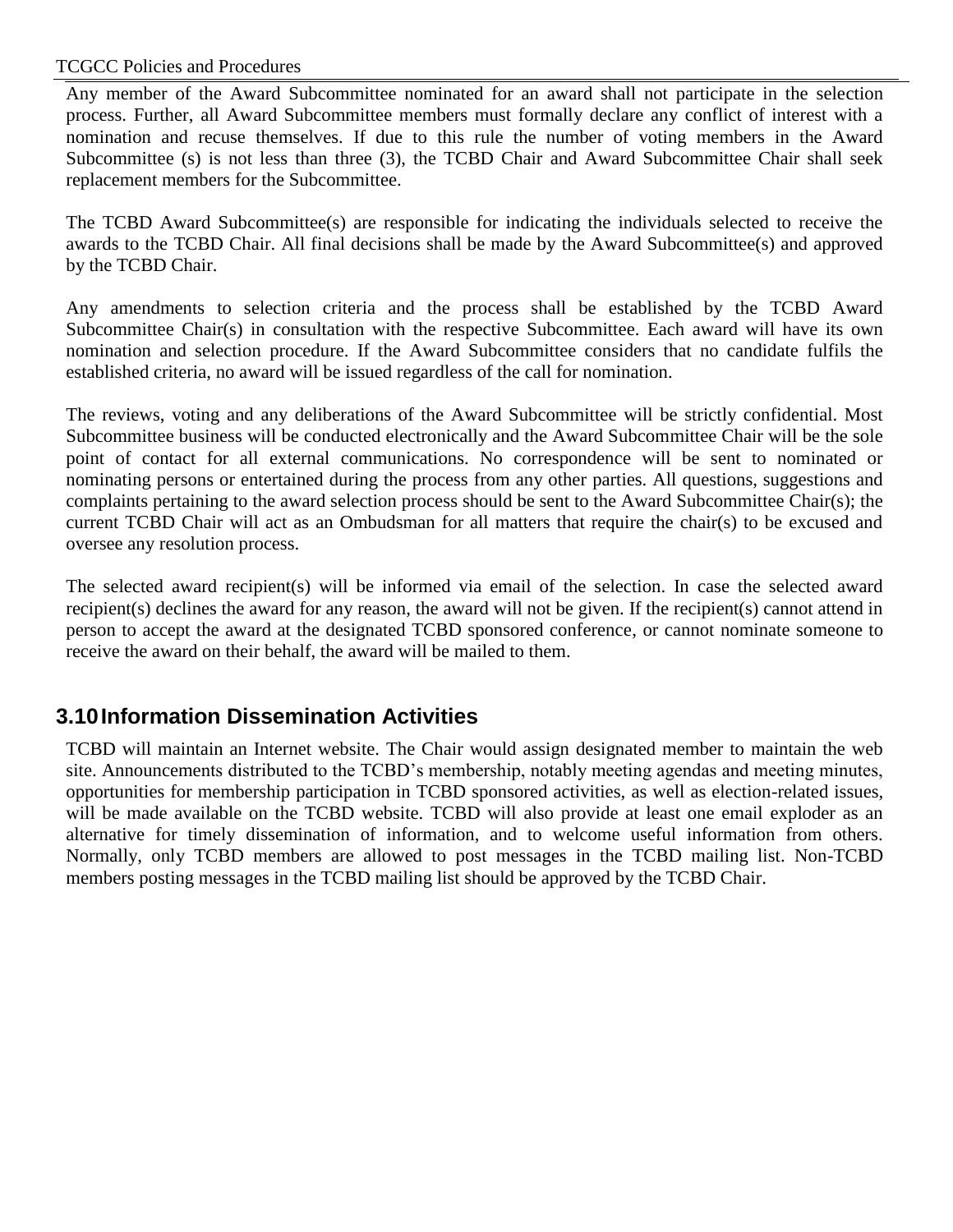Any member of the Award Subcommittee nominated for an award shall not participate in the selection process. Further, all Award Subcommittee members must formally declare any conflict of interest with a nomination and recuse themselves. If due to this rule the number of voting members in the Award Subcommittee (s) is not less than three (3), the TCBD Chair and Award Subcommittee Chair shall seek replacement members for the Subcommittee.

The TCBD Award Subcommittee(s) are responsible for indicating the individuals selected to receive the awards to the TCBD Chair. All final decisions shall be made by the Award Subcommittee(s) and approved by the TCBD Chair.

Any amendments to selection criteria and the process shall be established by the TCBD Award Subcommittee Chair(s) in consultation with the respective Subcommittee. Each award will have its own nomination and selection procedure. If the Award Subcommittee considers that no candidate fulfils the established criteria, no award will be issued regardless of the call for nomination.

The reviews, voting and any deliberations of the Award Subcommittee will be strictly confidential. Most Subcommittee business will be conducted electronically and the Award Subcommittee Chair will be the sole point of contact for all external communications. No correspondence will be sent to nominated or nominating persons or entertained during the process from any other parties. All questions, suggestions and complaints pertaining to the award selection process should be sent to the Award Subcommittee Chair(s); the current TCBD Chair will act as an Ombudsman for all matters that require the chair(s) to be excused and oversee any resolution process.

The selected award recipient(s) will be informed via email of the selection. In case the selected award recipient(s) declines the award for any reason, the award will not be given. If the recipient(s) cannot attend in person to accept the award at the designated TCBD sponsored conference, or cannot nominate someone to receive the award on their behalf, the award will be mailed to them.

## 3.10 Information Dissemination Activities

TCBD will maintain an Internet website. The Chair would assign designated member to maintain the web site. Announcements distributed to the TCBD's membership, notably meeting agendas and meeting minutes, opportunities for membership participation in TCBD sponsored activities, as well as election-related issues, will be made available on the TCBD website. TCBD will also provide at least one email exploder as an alternative for timely dissemination of information, and to welcome useful information from others. Normally, only TCBD members are allowed to post messages in the TCBD mailing list. Non-TCBD members posting messages in the TCBD mailing list should be approved by the TCBD Chair.